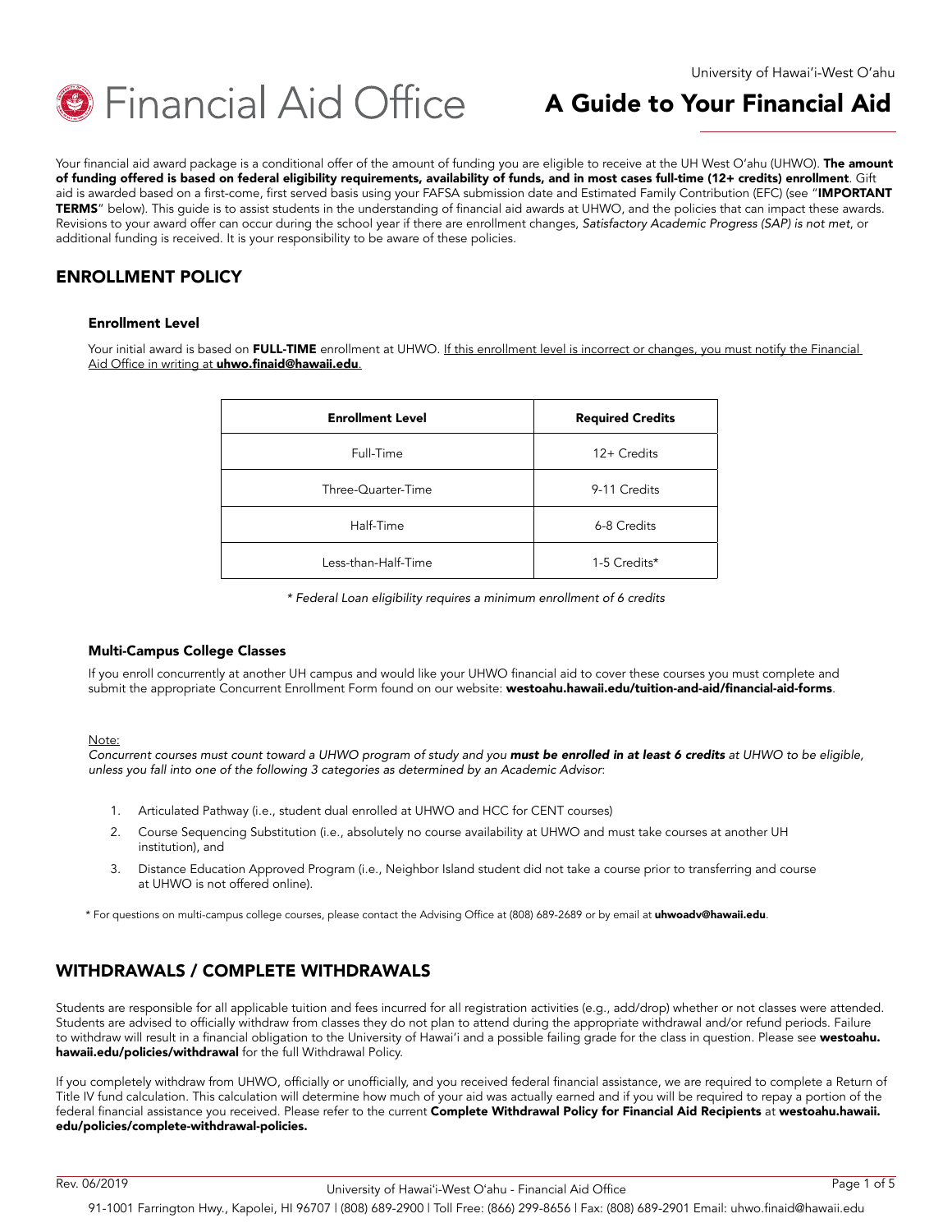University of Hawai'i-West O'ahu

# Financial Aid Office

# A Guide to Your Financial Aid

Your financial aid award package is a conditional offer of the amount of funding you are eligible to receive at the UH West O'ahu (UHWO). **The amount of funding offered is based on federal eligibility requirements, availability of funds, and in most cases full-time (12+ credits) enrollment**. Gift aid is awarded based on a first-come, first served basis using your FAFSA submission date and Estimated Family Contribution (EFC) (see "**IMPORTANT TERMS**" below). This guide is to assist students in the understanding of financial aid awards at UHWO, and the policies that can impact these awards. Revisions to your award offer can occur during the school year if there are enrollment changes, *Satisfactory Academic Progress (SAP) is not met*, or additional funding is received. It is your responsibility to be aware of these policies.

## ENROLLMENT POLICY

### Enrollment Level

Your initial award is based on **FULL-TIME** enrollment at UHWO. If this enrollment level is incorrect or changes, you must notify the Financial Aid Office in writing at **uhwo.finaid@hawaii.edu**.

| Enrollment Level | Required Credits |
|---|---|
| Full-Time | 12+ Credits |
| Three-Quarter-Time | 9-11 Credits |
| Half-Time | 6-8 Credits |
| Less-than-Half-Time | 1-5 Credits* |

*\* Federal Loan eligibility requires a minimum enrollment of 6 credits*

### Multi-Campus College Classes

If you enroll concurrently at another UH campus and would like your UHWO financial aid to cover these courses you must complete and submit the appropriate Concurrent Enrollment Form found on our website: **westoahu.hawaii.edu/tuition-and-aid/financial-aid-forms**.

Note:
*Concurrent courses must count toward a UHWO program of study and you **must be enrolled in at least 6 credits** at UHWO to be eligible, unless you fall into one of the following 3 categories as determined by an Academic Advisor*:

1. Articulated Pathway (i.e., student dual enrolled at UHWO and HCC for CENT courses)
2. Course Sequencing Substitution (i.e., absolutely no course availability at UHWO and must take courses at another UH institution), and
3. Distance Education Approved Program (i.e., Neighbor Island student did not take a course prior to transferring and course at UHWO is not offered online).

\* For questions on multi-campus college courses, please contact the Advising Office at (808) 689-2689 or by email at **uhwoadv@hawaii.edu**.

## WITHDRAWALS / COMPLETE WITHDRAWALS

Students are responsible for all applicable tuition and fees incurred for all registration activities (e.g., add/drop) whether or not classes were attended. Students are advised to officially withdraw from classes they do not plan to attend during the appropriate withdrawal and/or refund periods. Failure to withdraw will result in a financial obligation to the University of Hawai'i and a possible failing grade for the class in question. Please see **westoahu.hawaii.edu/policies/withdrawal** for the full Withdrawal Policy.

If you completely withdraw from UHWO, officially or unofficially, and you received federal financial assistance, we are required to complete a Return of Title IV fund calculation. This calculation will determine how much of your aid was actually earned and if you will be required to repay a portion of the federal financial assistance you received. Please refer to the current **Complete Withdrawal Policy for Financial Aid Recipients** at **westoahu.hawaii.edu/policies/complete-withdrawal-policies.**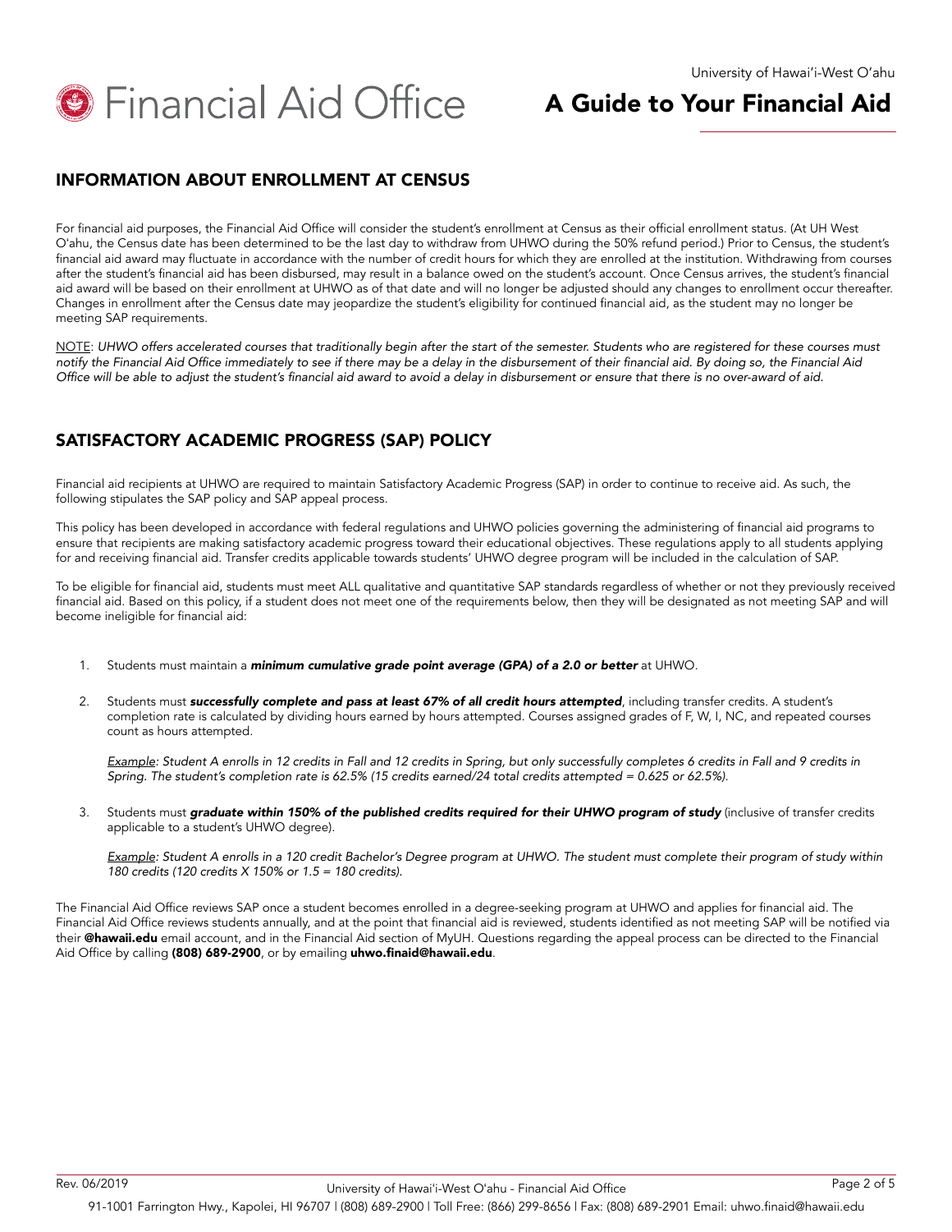## INFORMATION ABOUT ENROLLMENT AT CENSUS

For financial aid purposes, the Financial Aid Office will consider the student's enrollment at Census as their official enrollment status. (At UH West O'ahu, the Census date has been determined to be the last day to withdraw from UHWO during the 50% refund period.) Prior to Census, the student's financial aid award may fluctuate in accordance with the number of credit hours for which they are enrolled at the institution. Withdrawing from courses after the student's financial aid has been disbursed, may result in a balance owed on the student's account. Once Census arrives, the student's financial aid award will be based on their enrollment at UHWO as of that date and will no longer be adjusted should any changes to enrollment occur thereafter. Changes in enrollment after the Census date may jeopardize the student's eligibility for continued financial aid, as the student may no longer be meeting SAP requirements.

NOTE: *UHWO offers accelerated courses that traditionally begin after the start of the semester. Students who are registered for these courses must notify the Financial Aid Office immediately to see if there may be a delay in the disbursement of their financial aid. By doing so, the Financial Aid Office will be able to adjust the student's financial aid award to avoid a delay in disbursement or ensure that there is no over-award of aid.*

## SATISFACTORY ACADEMIC PROGRESS (SAP) POLICY

Financial aid recipients at UHWO are required to maintain Satisfactory Academic Progress (SAP) in order to continue to receive aid. As such, the following stipulates the SAP policy and SAP appeal process.

This policy has been developed in accordance with federal regulations and UHWO policies governing the administering of financial aid programs to ensure that recipients are making satisfactory academic progress toward their educational objectives. These regulations apply to all students applying for and receiving financial aid. Transfer credits applicable towards students' UHWO degree program will be included in the calculation of SAP.

To be eligible for financial aid, students must meet ALL qualitative and quantitative SAP standards regardless of whether or not they previously received financial aid. Based on this policy, if a student does not meet one of the requirements below, then they will be designated as not meeting SAP and will become ineligible for financial aid:

1. Students must maintain a ***minimum cumulative grade point average (GPA) of a 2.0 or better*** at UHWO.

2. Students must ***successfully complete and pass at least 67% of all credit hours attempted***, including transfer credits. A student's completion rate is calculated by dividing hours earned by hours attempted. Courses assigned grades of F, W, I, NC, and repeated courses count as hours attempted.

   *Example: Student A enrolls in 12 credits in Fall and 12 credits in Spring, but only successfully completes 6 credits in Fall and 9 credits in Spring. The student's completion rate is 62.5% (15 credits earned/24 total credits attempted = 0.625 or 62.5%).*

3. Students must ***graduate within 150% of the published credits required for their UHWO program of study*** (inclusive of transfer credits applicable to a student's UHWO degree).

   *Example: Student A enrolls in a 120 credit Bachelor's Degree program at UHWO. The student must complete their program of study within 180 credits (120 credits X 150% or 1.5 = 180 credits).*

The Financial Aid Office reviews SAP once a student becomes enrolled in a degree-seeking program at UHWO and applies for financial aid. The Financial Aid Office reviews students annually, and at the point that financial aid is reviewed, students identified as not meeting SAP will be notified via their **@hawaii.edu** email account, and in the Financial Aid section of MyUH. Questions regarding the appeal process can be directed to the Financial Aid Office by calling **(808) 689-2900**, or by emailing **uhwo.finaid@hawaii.edu**.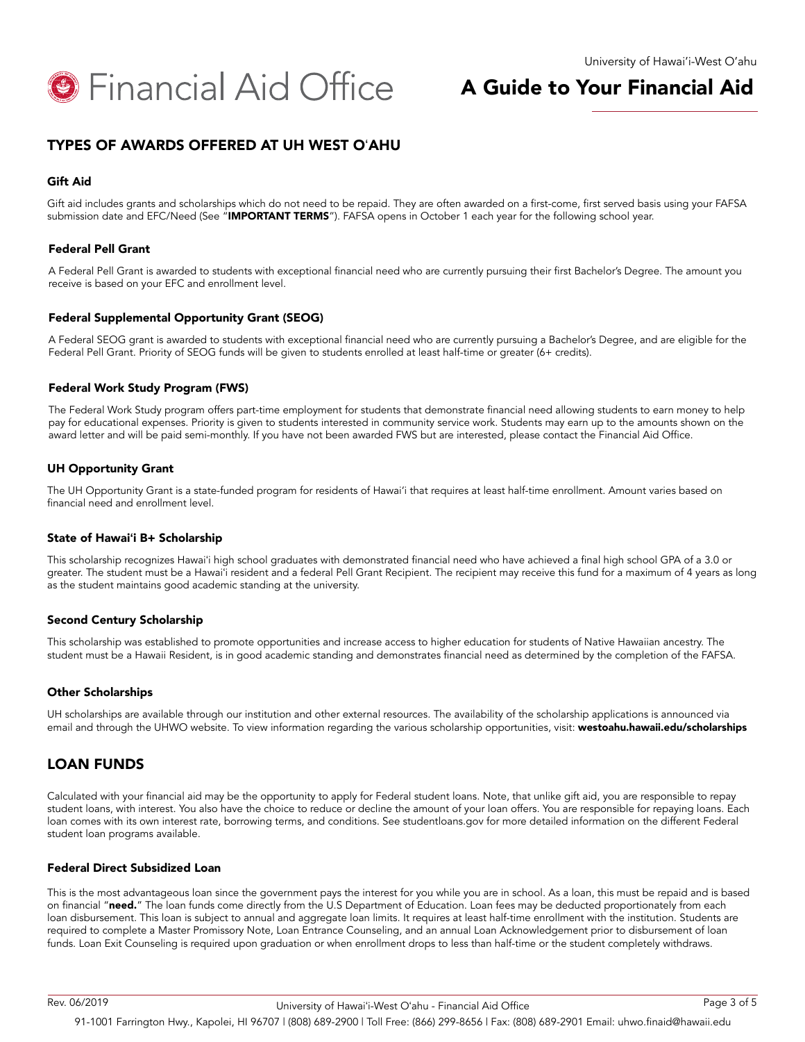## TYPES OF AWARDS OFFERED AT UH WEST OʻAHU

### Gift Aid

Gift aid includes grants and scholarships which do not need to be repaid. They are often awarded on a first-come, first served basis using your FAFSA submission date and EFC/Need (See "**IMPORTANT TERMS**"). FAFSA opens in October 1 each year for the following school year.

### Federal Pell Grant

A Federal Pell Grant is awarded to students with exceptional financial need who are currently pursuing their first Bachelor's Degree. The amount you receive is based on your EFC and enrollment level.

### Federal Supplemental Opportunity Grant (SEOG)

A Federal SEOG grant is awarded to students with exceptional financial need who are currently pursuing a Bachelor's Degree, and are eligible for the Federal Pell Grant. Priority of SEOG funds will be given to students enrolled at least half-time or greater (6+ credits).

### Federal Work Study Program (FWS)

The Federal Work Study program offers part-time employment for students that demonstrate financial need allowing students to earn money to help pay for educational expenses. Priority is given to students interested in community service work. Students may earn up to the amounts shown on the award letter and will be paid semi-monthly. If you have not been awarded FWS but are interested, please contact the Financial Aid Office.

### UH Opportunity Grant

The UH Opportunity Grant is a state-funded program for residents of Hawai'i that requires at least half-time enrollment. Amount varies based on financial need and enrollment level.

### State of Hawaiʻi B+ Scholarship

This scholarship recognizes Hawaiʻi high school graduates with demonstrated financial need who have achieved a final high school GPA of a 3.0 or greater. The student must be a Hawaiʻi resident and a federal Pell Grant Recipient. The recipient may receive this fund for a maximum of 4 years as long as the student maintains good academic standing at the university.

### Second Century Scholarship

This scholarship was established to promote opportunities and increase access to higher education for students of Native Hawaiian ancestry. The student must be a Hawaii Resident, is in good academic standing and demonstrates financial need as determined by the completion of the FAFSA.

### Other Scholarships

UH scholarships are available through our institution and other external resources. The availability of the scholarship applications is announced via email and through the UHWO website. To view information regarding the various scholarship opportunities, visit: **westoahu.hawaii.edu/scholarships**

## LOAN FUNDS

Calculated with your financial aid may be the opportunity to apply for Federal student loans. Note, that unlike gift aid, you are responsible to repay student loans, with interest. You also have the choice to reduce or decline the amount of your loan offers. You are responsible for repaying loans. Each loan comes with its own interest rate, borrowing terms, and conditions. See studentloans.gov for more detailed information on the different Federal student loan programs available.

### Federal Direct Subsidized Loan

This is the most advantageous loan since the government pays the interest for you while you are in school. As a loan, this must be repaid and is based on financial "**need.**" The loan funds come directly from the U.S Department of Education. Loan fees may be deducted proportionately from each loan disbursement. This loan is subject to annual and aggregate loan limits. It requires at least half-time enrollment with the institution. Students are required to complete a Master Promissory Note, Loan Entrance Counseling, and an annual Loan Acknowledgement prior to disbursement of loan funds. Loan Exit Counseling is required upon graduation or when enrollment drops to less than half-time or the student completely withdraws.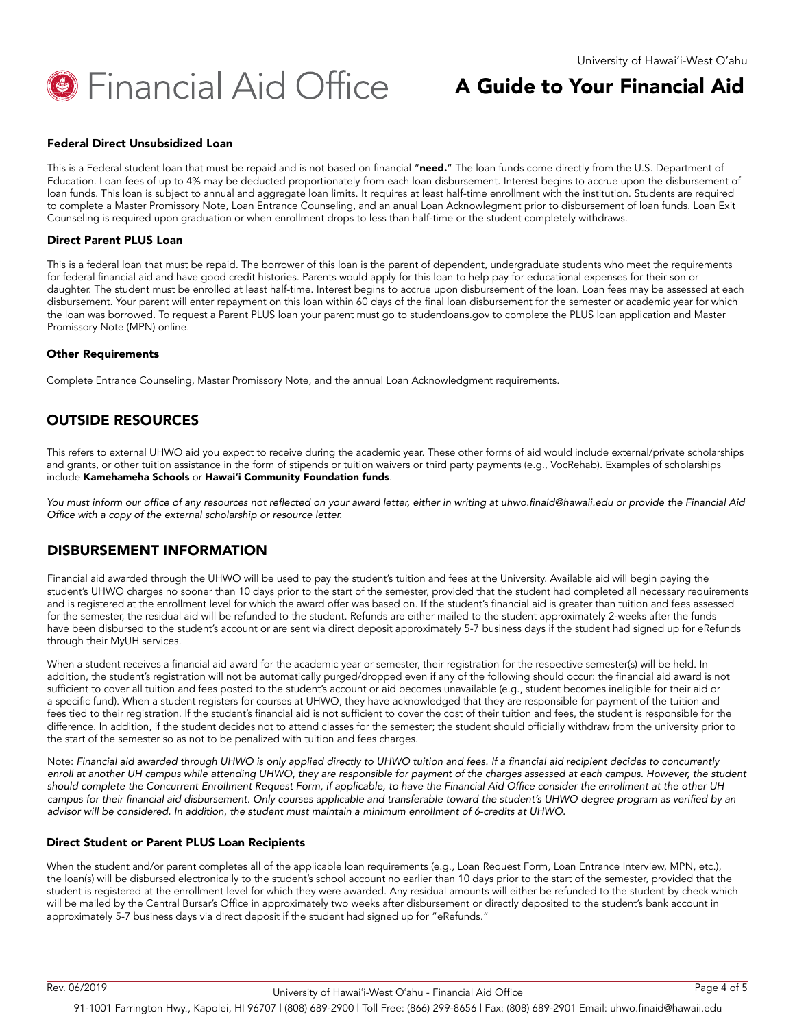### Federal Direct Unsubsidized Loan

This is a Federal student loan that must be repaid and is not based on financial "**need.**" The loan funds come directly from the U.S. Department of Education. Loan fees of up to 4% may be deducted proportionately from each loan disbursement. Interest begins to accrue upon the disbursement of loan funds. This loan is subject to annual and aggregate loan limits. It requires at least half-time enrollment with the institution. Students are required to complete a Master Promissory Note, Loan Entrance Counseling, and an anual Loan Acknowlegment prior to disbursement of loan funds. Loan Exit Counseling is required upon graduation or when enrollment drops to less than half-time or the student completely withdraws.

### Direct Parent PLUS Loan

This is a federal loan that must be repaid. The borrower of this loan is the parent of dependent, undergraduate students who meet the requirements for federal financial aid and have good credit histories. Parents would apply for this loan to help pay for educational expenses for their son or daughter. The student must be enrolled at least half-time. Interest begins to accrue upon disbursement of the loan. Loan fees may be assessed at each disbursement. Your parent will enter repayment on this loan within 60 days of the final loan disbursement for the semester or academic year for which the loan was borrowed. To request a Parent PLUS loan your parent must go to studentloans.gov to complete the PLUS loan application and Master Promissory Note (MPN) online.

### Other Requirements

Complete Entrance Counseling, Master Promissory Note, and the annual Loan Acknowledgment requirements.

## OUTSIDE RESOURCES

This refers to external UHWO aid you expect to receive during the academic year. These other forms of aid would include external/private scholarships and grants, or other tuition assistance in the form of stipends or tuition waivers or third party payments (e.g., VocRehab). Examples of scholarships include **Kamehameha Schools** or **Hawai'i Community Foundation funds**.

*You must inform our office of any resources not reflected on your award letter, either in writing at uhwo.finaid@hawaii.edu or provide the Financial Aid Office with a copy of the external scholarship or resource letter.*

## DISBURSEMENT INFORMATION

Financial aid awarded through the UHWO will be used to pay the student's tuition and fees at the University. Available aid will begin paying the student's UHWO charges no sooner than 10 days prior to the start of the semester, provided that the student had completed all necessary requirements and is registered at the enrollment level for which the award offer was based on. If the student's financial aid is greater than tuition and fees assessed for the semester, the residual aid will be refunded to the student. Refunds are either mailed to the student approximately 2-weeks after the funds have been disbursed to the student's account or are sent via direct deposit approximately 5-7 business days if the student had signed up for eRefunds through their MyUH services.

When a student receives a financial aid award for the academic year or semester, their registration for the respective semester(s) will be held. In addition, the student's registration will not be automatically purged/dropped even if any of the following should occur: the financial aid award is not sufficient to cover all tuition and fees posted to the student's account or aid becomes unavailable (e.g., student becomes ineligible for their aid or a specific fund). When a student registers for courses at UHWO, they have acknowledged that they are responsible for payment of the tuition and fees tied to their registration. If the student's financial aid is not sufficient to cover the cost of their tuition and fees, the student is responsible for the difference. In addition, if the student decides not to attend classes for the semester; the student should officially withdraw from the university prior to the start of the semester so as not to be penalized with tuition and fees charges.

<u>Note</u>: *Financial aid awarded through UHWO is only applied directly to UHWO tuition and fees. If a financial aid recipient decides to concurrently enroll at another UH campus while attending UHWO, they are responsible for payment of the charges assessed at each campus. However, the student should complete the Concurrent Enrollment Request Form, if applicable, to have the Financial Aid Office consider the enrollment at the other UH campus for their financial aid disbursement. Only courses applicable and transferable toward the student's UHWO degree program as verified by an advisor will be considered. In addition, the student must maintain a minimum enrollment of 6-credits at UHWO.*

### Direct Student or Parent PLUS Loan Recipients

When the student and/or parent completes all of the applicable loan requirements (e.g., Loan Request Form, Loan Entrance Interview, MPN, etc.), the loan(s) will be disbursed electronically to the student's school account no earlier than 10 days prior to the start of the semester, provided that the student is registered at the enrollment level for which they were awarded. Any residual amounts will either be refunded to the student by check which will be mailed by the Central Bursar's Office in approximately two weeks after disbursement or directly deposited to the student's bank account in approximately 5-7 business days via direct deposit if the student had signed up for "eRefunds."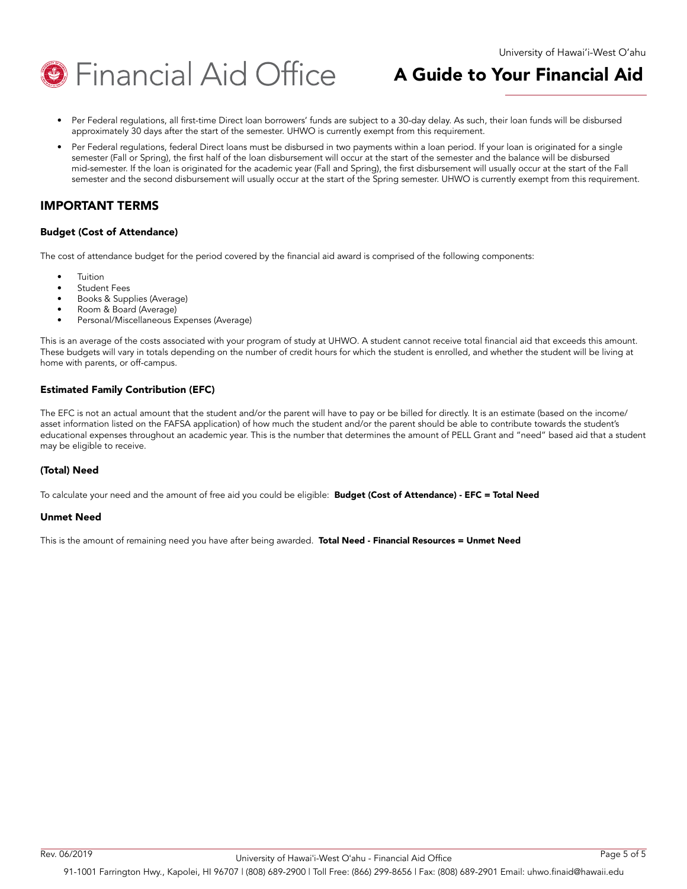- Per Federal regulations, all first-time Direct loan borrowers' funds are subject to a 30-day delay. As such, their loan funds will be disbursed approximately 30 days after the start of the semester. UHWO is currently exempt from this requirement.
- Per Federal regulations, federal Direct loans must be disbursed in two payments within a loan period. If your loan is originated for a single semester (Fall or Spring), the first half of the loan disbursement will occur at the start of the semester and the balance will be disbursed mid-semester. If the loan is originated for the academic year (Fall and Spring), the first disbursement will usually occur at the start of the Fall semester and the second disbursement will usually occur at the start of the Spring semester. UHWO is currently exempt from this requirement.

## IMPORTANT TERMS

### Budget (Cost of Attendance)

The cost of attendance budget for the period covered by the financial aid award is comprised of the following components:

- Tuition
- Student Fees
- Books & Supplies (Average)
- Room & Board (Average)
- Personal/Miscellaneous Expenses (Average)

This is an average of the costs associated with your program of study at UHWO. A student cannot receive total financial aid that exceeds this amount. These budgets will vary in totals depending on the number of credit hours for which the student is enrolled, and whether the student will be living at home with parents, or off-campus.

### Estimated Family Contribution (EFC)

The EFC is not an actual amount that the student and/or the parent will have to pay or be billed for directly. It is an estimate (based on the income/asset information listed on the FAFSA application) of how much the student and/or the parent should be able to contribute towards the student's educational expenses throughout an academic year. This is the number that determines the amount of PELL Grant and "need" based aid that a student may be eligible to receive.

### (Total) Need

To calculate your need and the amount of free aid you could be eligible: **Budget (Cost of Attendance) - EFC = Total Need**

### Unmet Need

This is the amount of remaining need you have after being awarded. **Total Need - Financial Resources = Unmet Need**